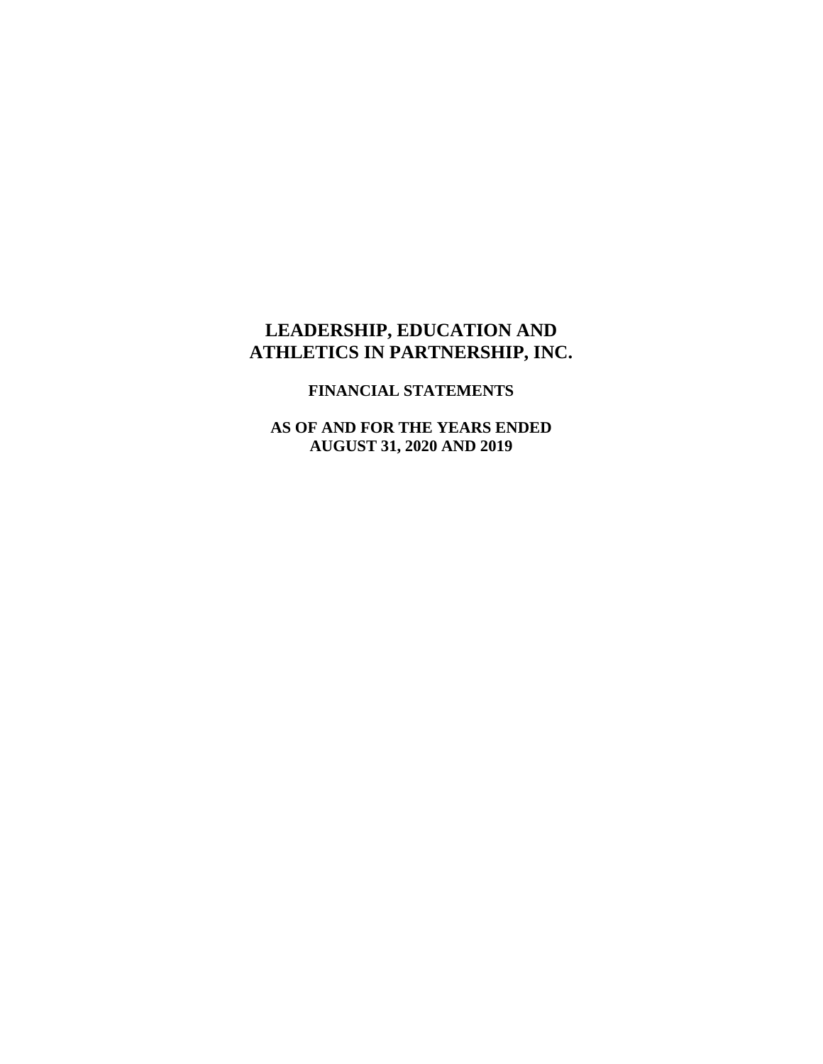# LEADERSHIP, EDUCATION AND ATHLETICS IN PARTNERSHIP, INC.

## FINANCIAL STATEMENTS

### AS OF AND FOR THE YEARS ENDED AUGUST 31, 2020 AND 2019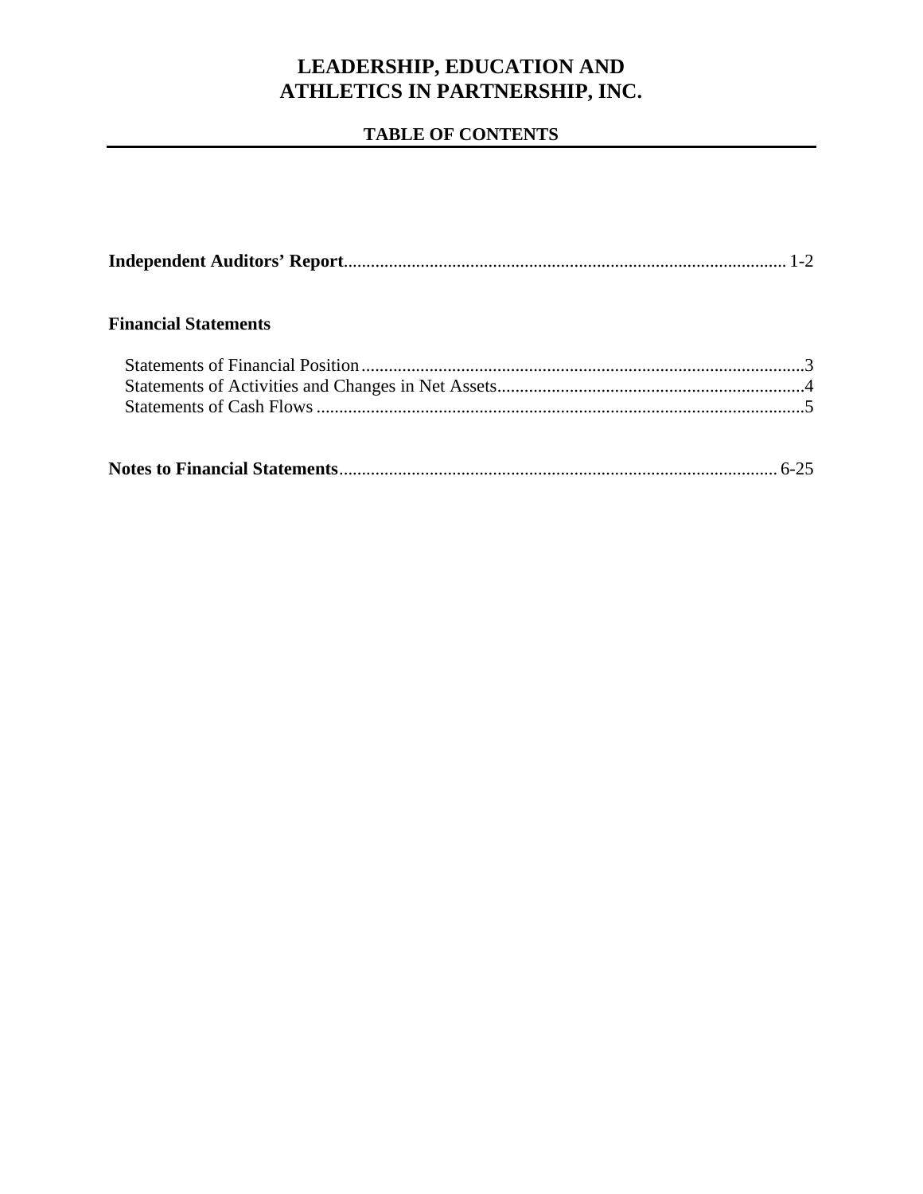# LEADERSHIP, EDUCATION AND ATHLETICS IN PARTNERSHIP, INC.

## TABLE OF CONTENTS

**Independent Auditors' Report** ........................................................................................................ 1-2

**Financial Statements**

Statements of Financial Position ........................................................................................................ 3
Statements of Activities and Changes in Net Assets ........................................................................ 4
Statements of Cash Flows ................................................................................................................. 5

**Notes to Financial Statements** ........................................................................................................ 6-25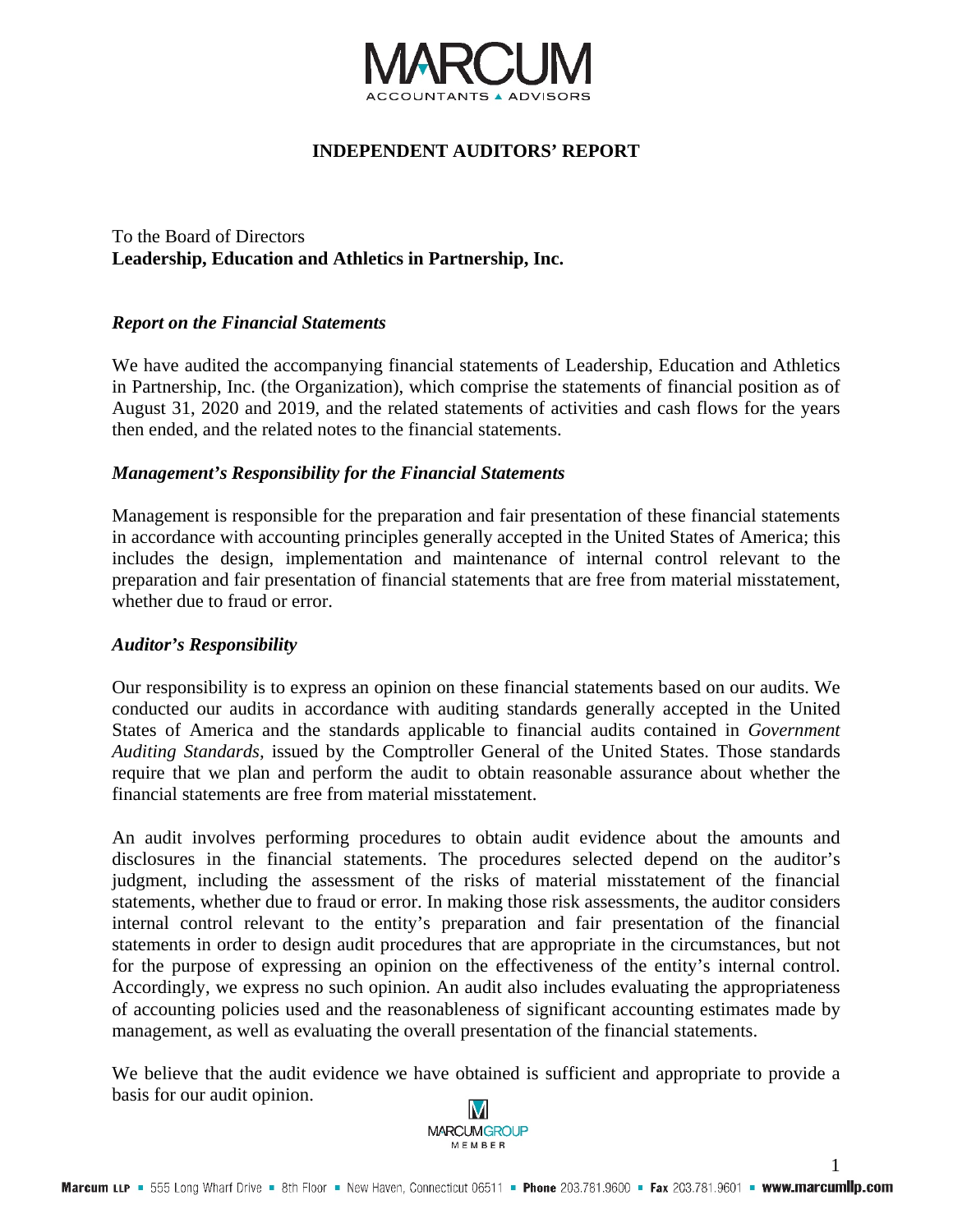# INDEPENDENT AUDITORS' REPORT

To the Board of Directors
**Leadership, Education and Athletics in Partnership, Inc.**

### *Report on the Financial Statements*

We have audited the accompanying financial statements of Leadership, Education and Athletics in Partnership, Inc. (the Organization), which comprise the statements of financial position as of August 31, 2020 and 2019, and the related statements of activities and cash flows for the years then ended, and the related notes to the financial statements.

### *Management's Responsibility for the Financial Statements*

Management is responsible for the preparation and fair presentation of these financial statements in accordance with accounting principles generally accepted in the United States of America; this includes the design, implementation and maintenance of internal control relevant to the preparation and fair presentation of financial statements that are free from material misstatement, whether due to fraud or error.

### *Auditor's Responsibility*

Our responsibility is to express an opinion on these financial statements based on our audits. We conducted our audits in accordance with auditing standards generally accepted in the United States of America and the standards applicable to financial audits contained in *Government Auditing Standards*, issued by the Comptroller General of the United States. Those standards require that we plan and perform the audit to obtain reasonable assurance about whether the financial statements are free from material misstatement.

An audit involves performing procedures to obtain audit evidence about the amounts and disclosures in the financial statements. The procedures selected depend on the auditor's judgment, including the assessment of the risks of material misstatement of the financial statements, whether due to fraud or error. In making those risk assessments, the auditor considers internal control relevant to the entity's preparation and fair presentation of the financial statements in order to design audit procedures that are appropriate in the circumstances, but not for the purpose of expressing an opinion on the effectiveness of the entity's internal control. Accordingly, we express no such opinion. An audit also includes evaluating the appropriateness of accounting policies used and the reasonableness of significant accounting estimates made by management, as well as evaluating the overall presentation of the financial statements.

We believe that the audit evidence we have obtained is sufficient and appropriate to provide a basis for our audit opinion.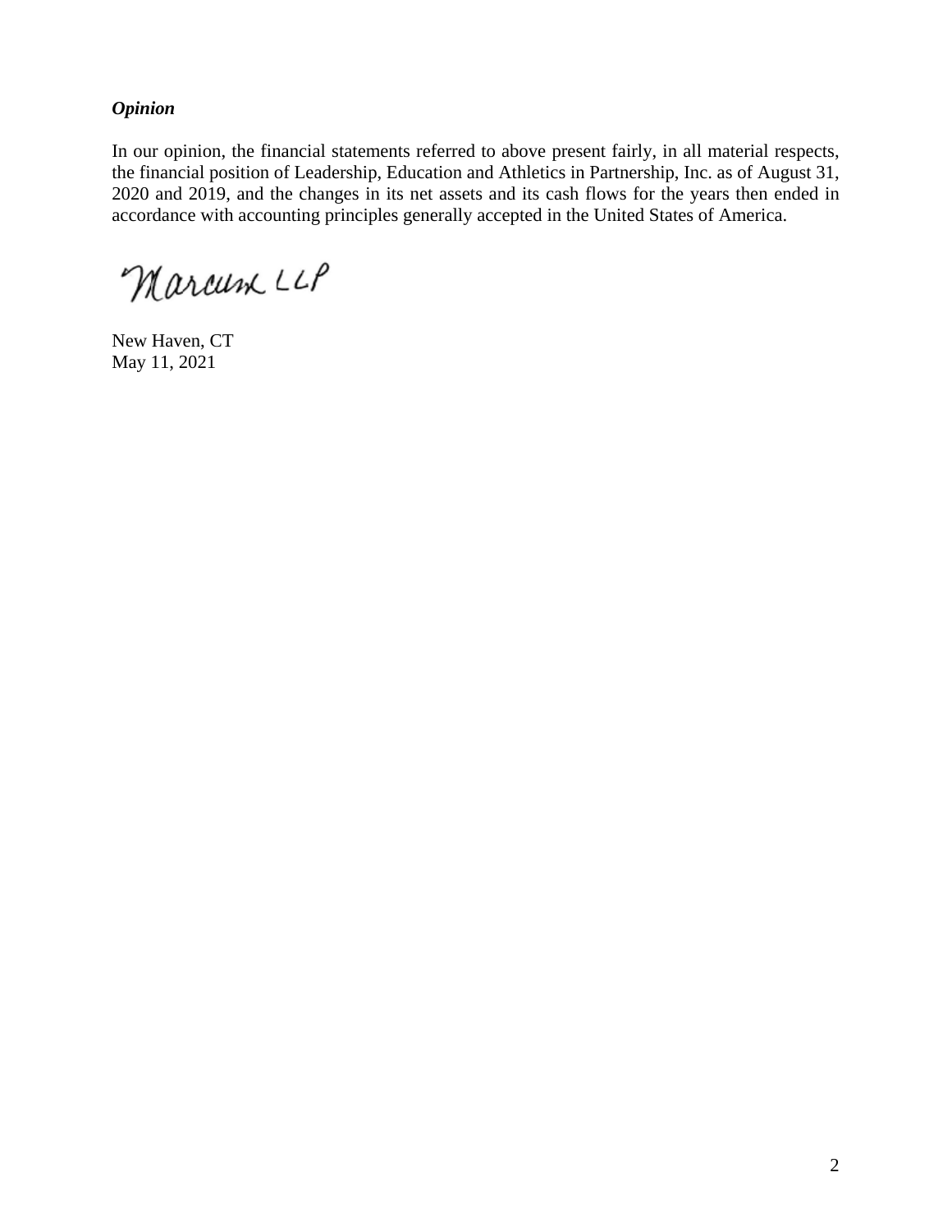***Opinion***

In our opinion, the financial statements referred to above present fairly, in all material respects, the financial position of Leadership, Education and Athletics in Partnership, Inc. as of August 31, 2020 and 2019, and the changes in its net assets and its cash flows for the years then ended in accordance with accounting principles generally accepted in the United States of America.

Marcum LLP

New Haven, CT
May 11, 2021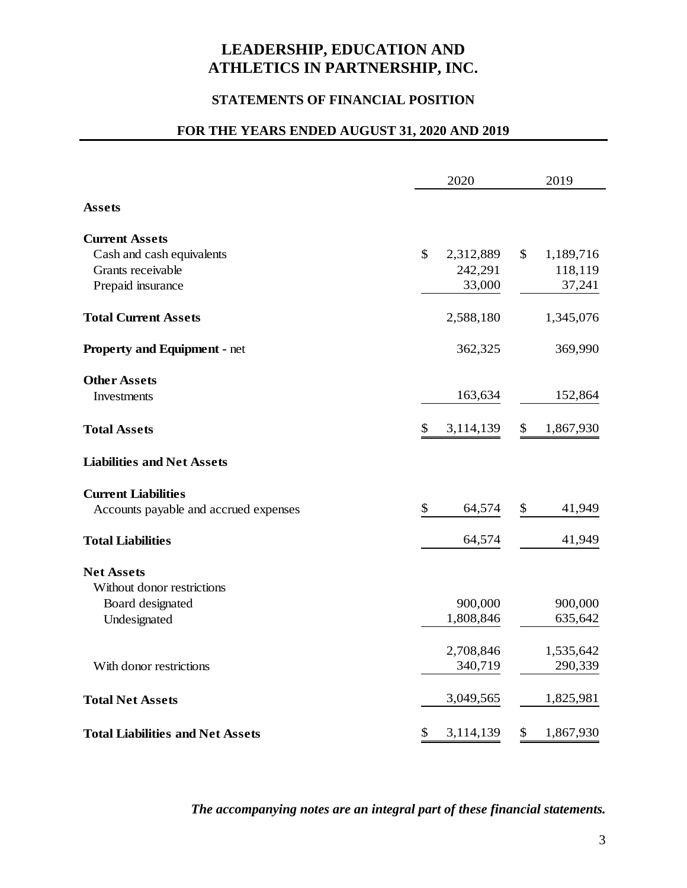# LEADERSHIP, EDUCATION AND ATHLETICS IN PARTNERSHIP, INC.

## STATEMENTS OF FINANCIAL POSITION

## FOR THE YEARS ENDED AUGUST 31, 2020 AND 2019

| | 2020 | 2019 |
|---|---|---|
| **Assets** | | |
| **Current Assets** | | |
| Cash and cash equivalents | $ 2,312,889 | $ 1,189,716 |
| Grants receivable | 242,291 | 118,119 |
| Prepaid insurance | 33,000 | 37,241 |
| **Total Current Assets** | 2,588,180 | 1,345,076 |
| **Property and Equipment** - net | 362,325 | 369,990 |
| **Other Assets** | | |
| Investments | 163,634 | 152,864 |
| **Total Assets** | $ 3,114,139 | $ 1,867,930 |
| **Liabilities and Net Assets** | | |
| **Current Liabilities** | | |
| Accounts payable and accrued expenses | $ 64,574 | $ 41,949 |
| **Total Liabilities** | 64,574 | 41,949 |
| **Net Assets** | | |
| Without donor restrictions | | |
| Board designated | 900,000 | 900,000 |
| Undesignated | 1,808,846 | 635,642 |
| | 2,708,846 | 1,535,642 |
| With donor restrictions | 340,719 | 290,339 |
| **Total Net Assets** | 3,049,565 | 1,825,981 |
| **Total Liabilities and Net Assets** | $ 3,114,139 | $ 1,867,930 |

***The accompanying notes are an integral part of these financial statements.***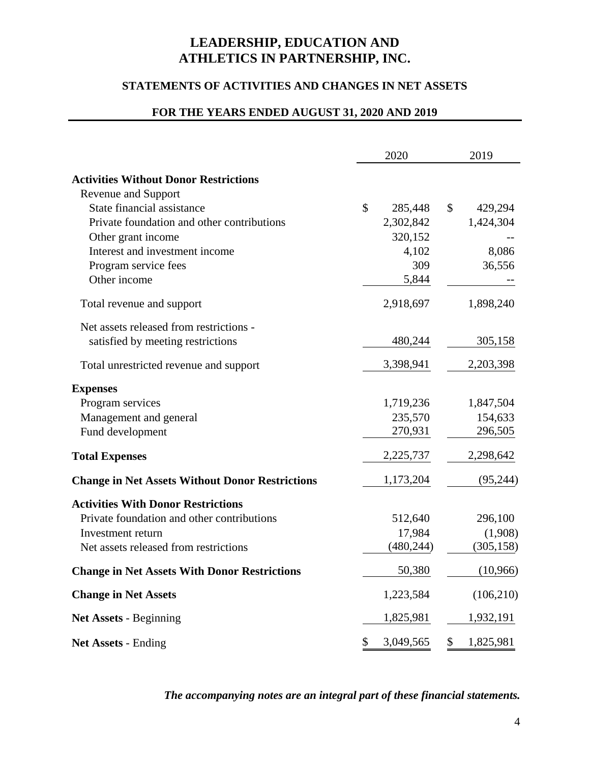# LEADERSHIP, EDUCATION AND ATHLETICS IN PARTNERSHIP, INC.

## STATEMENTS OF ACTIVITIES AND CHANGES IN NET ASSETS

### FOR THE YEARS ENDED AUGUST 31, 2020 AND 2019

| | 2020 | 2019 |
|---|---|---|
| **Activities Without Donor Restrictions** | | |
| Revenue and Support | | |
| State financial assistance | $ 285,448 | $ 429,294 |
| Private foundation and other contributions | 2,302,842 | 1,424,304 |
| Other grant income | 320,152 | -- |
| Interest and investment income | 4,102 | 8,086 |
| Program service fees | 309 | 36,556 |
| Other income | 5,844 | -- |
| Total revenue and support | 2,918,697 | 1,898,240 |
| Net assets released from restrictions - satisfied by meeting restrictions | 480,244 | 305,158 |
| Total unrestricted revenue and support | 3,398,941 | 2,203,398 |
| **Expenses** | | |
| Program services | 1,719,236 | 1,847,504 |
| Management and general | 235,570 | 154,633 |
| Fund development | 270,931 | 296,505 |
| **Total Expenses** | 2,225,737 | 2,298,642 |
| **Change in Net Assets Without Donor Restrictions** | 1,173,204 | (95,244) |
| **Activities With Donor Restrictions** | | |
| Private foundation and other contributions | 512,640 | 296,100 |
| Investment return | 17,984 | (1,908) |
| Net assets released from restrictions | (480,244) | (305,158) |
| **Change in Net Assets With Donor Restrictions** | 50,380 | (10,966) |
| **Change in Net Assets** | 1,223,584 | (106,210) |
| **Net Assets** - Beginning | 1,825,981 | 1,932,191 |
| **Net Assets** - Ending | $ 3,049,565 | $ 1,825,981 |

***The accompanying notes are an integral part of these financial statements.***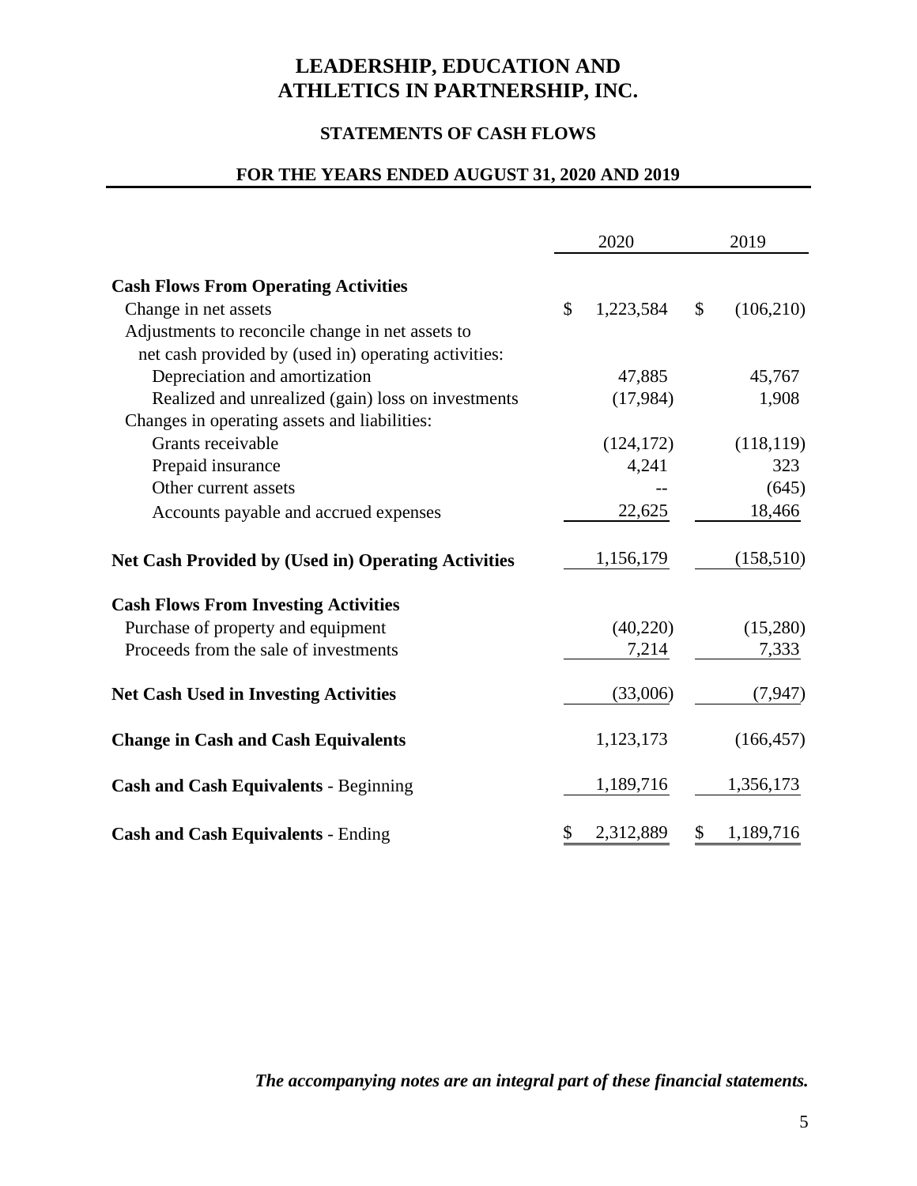# LEADERSHIP, EDUCATION AND ATHLETICS IN PARTNERSHIP, INC.

## STATEMENTS OF CASH FLOWS

## FOR THE YEARS ENDED AUGUST 31, 2020 AND 2019

| | 2020 | 2019 |
|---|---|---|
| **Cash Flows From Operating Activities** | | |
| Change in net assets | $ 1,223,584 | $ (106,210) |
| Adjustments to reconcile change in net assets to net cash provided by (used in) operating activities: | | |
| Depreciation and amortization | 47,885 | 45,767 |
| Realized and unrealized (gain) loss on investments | (17,984) | 1,908 |
| Changes in operating assets and liabilities: | | |
| Grants receivable | (124,172) | (118,119) |
| Prepaid insurance | 4,241 | 323 |
| Other current assets | -- | (645) |
| Accounts payable and accrued expenses | 22,625 | 18,466 |
| **Net Cash Provided by (Used in) Operating Activities** | 1,156,179 | (158,510) |
| **Cash Flows From Investing Activities** | | |
| Purchase of property and equipment | (40,220) | (15,280) |
| Proceeds from the sale of investments | 7,214 | 7,333 |
| **Net Cash Used in Investing Activities** | (33,006) | (7,947) |
| **Change in Cash and Cash Equivalents** | 1,123,173 | (166,457) |
| **Cash and Cash Equivalents** - Beginning | 1,189,716 | 1,356,173 |
| **Cash and Cash Equivalents** - Ending | $ 2,312,889 | $ 1,189,716 |

***The accompanying notes are an integral part of these financial statements.***